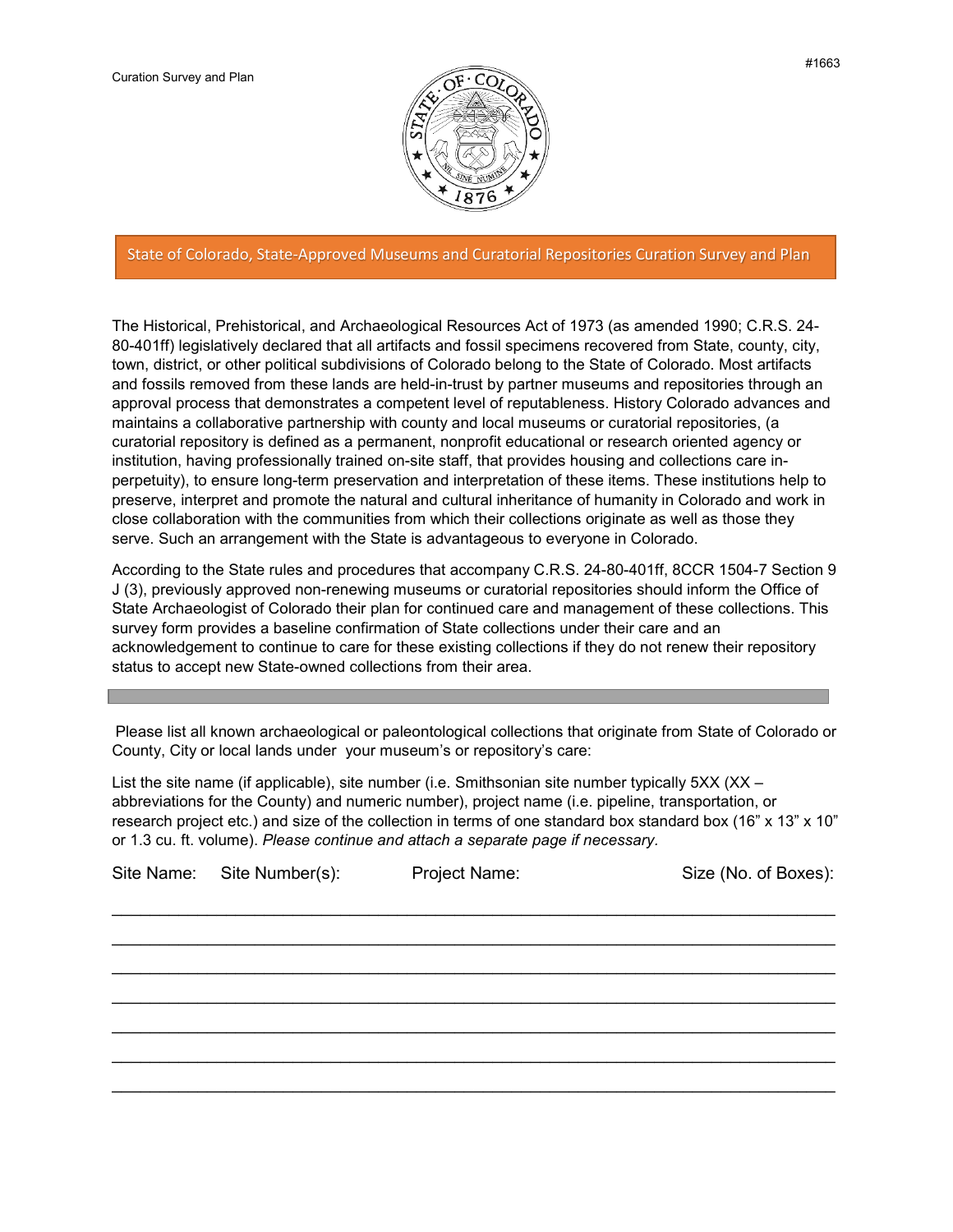# State of Colorado, State-Approved Museums and Curatorial Repositories Curation Survey and Plan

The Historical, Prehistorical, and Archaeological Resources Act of 1973 (as amended 1990; C.R.S. 24-80-401ff) legislatively declared that all artifacts and fossil specimens recovered from State, county, city, town, district, or other political subdivisions of Colorado belong to the State of Colorado. Most artifacts and fossils removed from these lands are held-in-trust by partner museums and repositories through an approval process that demonstrates a competent level of reputableness. History Colorado advances and maintains a collaborative partnership with county and local museums or curatorial repositories, (a curatorial repository is defined as a permanent, nonprofit educational or research oriented agency or institution, having professionally trained on-site staff, that provides housing and collections care in-perpetuity), to ensure long-term preservation and interpretation of these items. These institutions help to preserve, interpret and promote the natural and cultural inheritance of humanity in Colorado and work in close collaboration with the communities from which their collections originate as well as those they serve. Such an arrangement with the State is advantageous to everyone in Colorado.

According to the State rules and procedures that accompany C.R.S. 24-80-401ff, 8CCR 1504-7 Section 9 J (3), previously approved non-renewing museums or curatorial repositories should inform the Office of State Archaeologist of Colorado their plan for continued care and management of these collections. This survey form provides a baseline confirmation of State collections under their care and an acknowledgement to continue to care for these existing collections if they do not renew their repository status to accept new State-owned collections from their area.

---

Please list all known archaeological or paleontological collections that originate from State of Colorado or County, City or local lands under your museum's or repository's care:

List the site name (if applicable), site number (i.e. Smithsonian site number typically 5XX (XX – abbreviations for the County) and numeric number), project name (i.e. pipeline, transportation, or research project etc.) and size of the collection in terms of one standard box standard box (16" x 13" x 10" or 1.3 cu. ft. volume). *Please continue and attach a separate page if necessary.*

| Site Name: | Site Number(s): | Project Name: | Size (No. of Boxes): |
|---|---|---|---|
| | | | |
| | | | |
| | | | |
| | | | |
| | | | |
| | | | |
| | | | |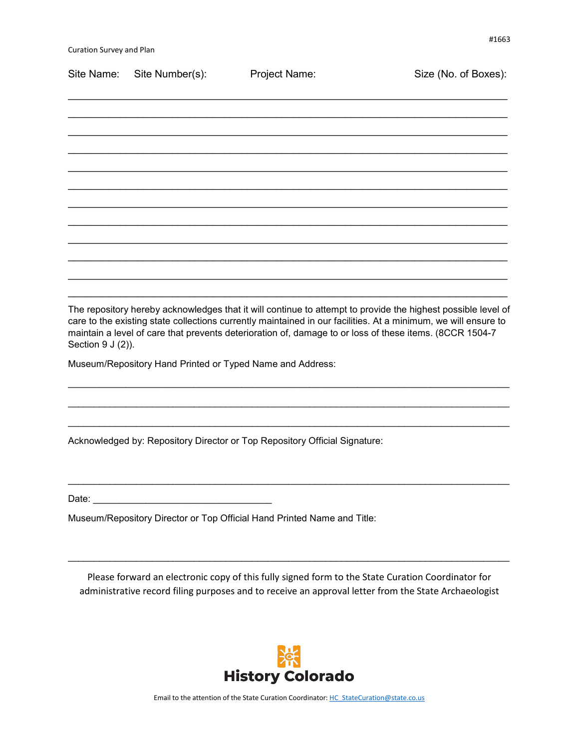#1663

Curation Survey and Plan

| Site Name: | Site Number(s): | Project Name: | Size (No. of Boxes): |
|---|---|---|---|
| | | | |
| | | | |
| | | | |
| | | | |
| | | | |
| | | | |
| | | | |
| | | | |
| | | | |
| | | | |
| | | | |
| | | | |

The repository hereby acknowledges that it will continue to attempt to provide the highest possible level of care to the existing state collections currently maintained in our facilities. At a minimum, we will ensure to maintain a level of care that prevents deterioration of, damage to or loss of these items. (8CCR 1504-7 Section 9 J (2)).

Museum/Repository Hand Printed or Typed Name and Address:

_______________________________________________________________________________

_______________________________________________________________________________

_______________________________________________________________________________

Acknowledged by: Repository Director or Top Repository Official Signature:

_______________________________________________________________________________

Date: _________________________________

Museum/Repository Director or Top Official Hand Printed Name and Title:

_______________________________________________________________________________

Please forward an electronic copy of this fully signed form to the State Curation Coordinator for administrative record filing purposes and to receive an approval letter from the State Archaeologist

History Colorado

Email to the attention of the State Curation Coordinator: HC_StateCuration@state.co.us